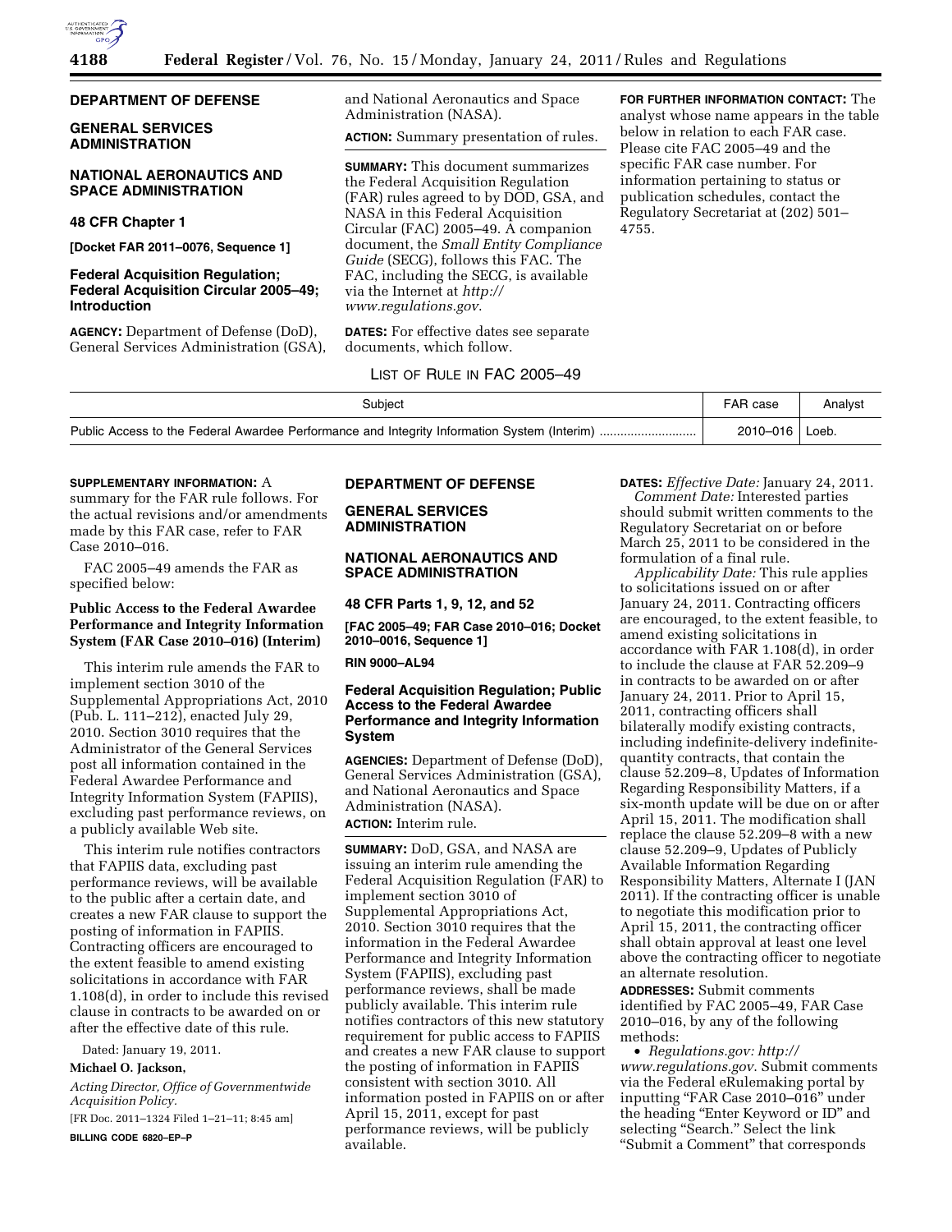## DEPARTMENT OF DEFENSE

## GENERAL SERVICES ADMINISTRATION

## NATIONAL AERONAUTICS AND SPACE ADMINISTRATION

### 48 CFR Chapter 1

**[Docket FAR 2011–0076, Sequence 1]**

### Federal Acquisition Regulation; Federal Acquisition Circular 2005–49; Introduction

**AGENCY:** Department of Defense (DoD), General Services Administration (GSA), and National Aeronautics and Space Administration (NASA).

**ACTION:** Summary presentation of rules.

**SUMMARY:** This document summarizes the Federal Acquisition Regulation (FAR) rules agreed to by DOD, GSA, and NASA in this Federal Acquisition Circular (FAC) 2005–49. A companion document, the *Small Entity Compliance Guide* (SECG), follows this FAC. The FAC, including the SECG, is available via the Internet at *http://www.regulations.gov*.

**DATES:** For effective dates see separate documents, which follow.

**FOR FURTHER INFORMATION CONTACT:** The analyst whose name appears in the table below in relation to each FAR case. Please cite FAC 2005–49 and the specific FAR case number. For information pertaining to status or publication schedules, contact the Regulatory Secretariat at (202) 501–4755.

LIST OF RULE IN FAC 2005–49

| Subject | FAR case | Analyst |
|---|---|---|
| Public Access to the Federal Awardee Performance and Integrity Information System (Interim) | 2010–016 | Loeb. |

**SUPPLEMENTARY INFORMATION:** A summary for the FAR rule follows. For the actual revisions and/or amendments made by this FAR case, refer to FAR Case 2010–016.

FAC 2005–49 amends the FAR as specified below:

### Public Access to the Federal Awardee Performance and Integrity Information System (FAR Case 2010–016) (Interim)

This interim rule amends the FAR to implement section 3010 of the Supplemental Appropriations Act, 2010 (Pub. L. 111–212), enacted July 29, 2010. Section 3010 requires that the Administrator of the General Services post all information contained in the Federal Awardee Performance and Integrity Information System (FAPIIS), excluding past performance reviews, on a publicly available Web site.

This interim rule notifies contractors that FAPIIS data, excluding past performance reviews, will be available to the public after a certain date, and creates a new FAR clause to support the posting of information in FAPIIS. Contracting officers are encouraged to the extent feasible to amend existing solicitations in accordance with FAR 1.108(d), in order to include this revised clause in contracts to be awarded on or after the effective date of this rule.

Dated: January 19, 2011.

**Michael O. Jackson,**

*Acting Director, Office of Governmentwide Acquisition Policy.*

[FR Doc. 2011–1324 Filed 1–21–11; 8:45 am]

**BILLING CODE 6820–EP–P**

## DEPARTMENT OF DEFENSE

## GENERAL SERVICES ADMINISTRATION

## NATIONAL AERONAUTICS AND SPACE ADMINISTRATION

### 48 CFR Parts 1, 9, 12, and 52

**[FAC 2005–49; FAR Case 2010–016; Docket 2010–0016, Sequence 1]**

**RIN 9000–AL94**

### Federal Acquisition Regulation; Public Access to the Federal Awardee Performance and Integrity Information System

**AGENCIES:** Department of Defense (DoD), General Services Administration (GSA), and National Aeronautics and Space Administration (NASA).

**ACTION:** Interim rule.

**SUMMARY:** DoD, GSA, and NASA are issuing an interim rule amending the Federal Acquisition Regulation (FAR) to implement section 3010 of Supplemental Appropriations Act, 2010. Section 3010 requires that the information in the Federal Awardee Performance and Integrity Information System (FAPIIS), excluding past performance reviews, shall be made publicly available. This interim rule notifies contractors of this new statutory requirement for public access to FAPIIS and creates a new FAR clause to support the posting of information in FAPIIS consistent with section 3010. All information posted in FAPIIS on or after April 15, 2011, except for past performance reviews, will be publicly available.

**DATES:** *Effective Date:* January 24, 2011.

*Comment Date:* Interested parties should submit written comments to the Regulatory Secretariat on or before March 25, 2011 to be considered in the formulation of a final rule.

*Applicability Date:* This rule applies to solicitations issued on or after January 24, 2011. Contracting officers are encouraged, to the extent feasible, to amend existing solicitations in accordance with FAR 1.108(d), in order to include the clause at FAR 52.209–9 in contracts to be awarded on or after January 24, 2011. Prior to April 15, 2011, contracting officers shall bilaterally modify existing contracts, including indefinite-delivery indefinite-quantity contracts, that contain the clause 52.209–8, Updates of Information Regarding Responsibility Matters, if a six-month update will be due on or after April 15, 2011. The modification shall replace the clause 52.209–8 with a new clause 52.209–9, Updates of Publicly Available Information Regarding Responsibility Matters, Alternate I (JAN 2011). If the contracting officer is unable to negotiate this modification prior to April 15, 2011, the contracting officer shall obtain approval at least one level above the contracting officer to negotiate an alternate resolution.

**ADDRESSES:** Submit comments identified by FAC 2005–49, FAR Case 2010–016, by any of the following methods:

- *Regulations.gov: http://www.regulations.gov*. Submit comments via the Federal eRulemaking portal by inputting "FAR Case 2010–016" under the heading "Enter Keyword or ID" and selecting "Search." Select the link "Submit a Comment" that corresponds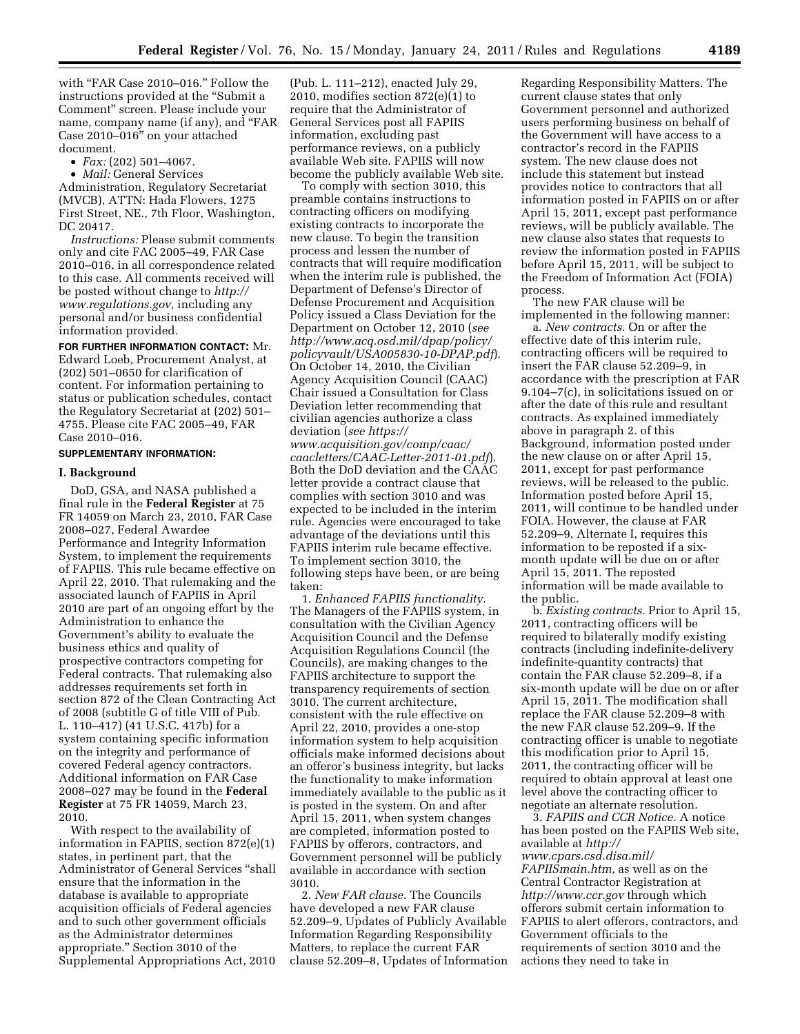with "FAR Case 2010–016." Follow the instructions provided at the "Submit a Comment" screen. Please include your name, company name (if any), and "FAR Case 2010–016" on your attached document.

- *Fax:* (202) 501–4067.
- *Mail:* General Services Administration, Regulatory Secretariat (MVCB), ATTN: Hada Flowers, 1275 First Street, NE., 7th Floor, Washington, DC 20417.

*Instructions:* Please submit comments only and cite FAC 2005–49, FAR Case 2010–016, in all correspondence related to this case. All comments received will be posted without change to *http://www.regulations.gov,* including any personal and/or business confidential information provided.

**FOR FURTHER INFORMATION CONTACT:** Mr. Edward Loeb, Procurement Analyst, at (202) 501–0650 for clarification of content. For information pertaining to status or publication schedules, contact the Regulatory Secretariat at (202) 501–4755. Please cite FAC 2005–49, FAR Case 2010–016.

**SUPPLEMENTARY INFORMATION:**

## I. Background

DoD, GSA, and NASA published a final rule in the **Federal Register** at 75 FR 14059 on March 23, 2010, FAR Case 2008–027, Federal Awardee Performance and Integrity Information System, to implement the requirements of FAPIIS. This rule became effective on April 22, 2010. That rulemaking and the associated launch of FAPIIS in April 2010 are part of an ongoing effort by the Administration to enhance the Government's ability to evaluate the business ethics and quality of prospective contractors competing for Federal contracts. That rulemaking also addresses requirements set forth in section 872 of the Clean Contracting Act of 2008 (subtitle G of title VIII of Pub. L. 110–417) (41 U.S.C. 417b) for a system containing specific information on the integrity and performance of covered Federal agency contractors. Additional information on FAR Case 2008–027 may be found in the **Federal Register** at 75 FR 14059, March 23, 2010.

With respect to the availability of information in FAPIIS, section 872(e)(1) states, in pertinent part, that the Administrator of General Services "shall ensure that the information in the database is available to appropriate acquisition officials of Federal agencies and to such other government officials as the Administrator determines appropriate." Section 3010 of the Supplemental Appropriations Act, 2010 (Pub. L. 111–212), enacted July 29, 2010, modifies section 872(e)(1) to require that the Administrator of General Services post all FAPIIS information, excluding past performance reviews, on a publicly available Web site. FAPIIS will now become the publicly available Web site.

To comply with section 3010, this preamble contains instructions to contracting officers on modifying existing contracts to incorporate the new clause. To begin the transition process and lessen the number of contracts that will require modification when the interim rule is published, the Department of Defense's Director of Defense Procurement and Acquisition Policy issued a Class Deviation for the Department on October 12, 2010 (*see http://www.acq.osd.mil/dpap/policy/policyvault/USA005830-10-DPAP.pdf*). On October 14, 2010, the Civilian Agency Acquisition Council (CAAC) Chair issued a Consultation for Class Deviation letter recommending that civilian agencies authorize a class deviation (*see https://www.acquisition.gov/comp/caac/caacletters/CAAC-Letter-2011-01.pdf*). Both the DoD deviation and the CAAC letter provide a contract clause that complies with section 3010 and was expected to be included in the interim rule. Agencies were encouraged to take advantage of the deviations until this FAPIIS interim rule became effective. To implement section 3010, the following steps have been, or are being taken:

1. *Enhanced FAPIIS functionality.* The Managers of the FAPIIS system, in consultation with the Civilian Agency Acquisition Council and the Defense Acquisition Regulations Council (the Councils), are making changes to the FAPIIS architecture to support the transparency requirements of section 3010. The current architecture, consistent with the rule effective on April 22, 2010, provides a one-stop information system to help acquisition officials make informed decisions about an offeror's business integrity, but lacks the functionality to make information immediately available to the public as it is posted in the system. On and after April 15, 2011, when system changes are completed, information posted to FAPIIS by offerors, contractors, and Government personnel will be publicly available in accordance with section 3010.

2. *New FAR clause.* The Councils have developed a new FAR clause 52.209–9, Updates of Publicly Available Information Regarding Responsibility Matters, to replace the current FAR clause 52.209–8, Updates of Information Regarding Responsibility Matters. The current clause states that only Government personnel and authorized users performing business on behalf of the Government will have access to a contractor's record in the FAPIIS system. The new clause does not include this statement but instead provides notice to contractors that all information posted in FAPIIS on or after April 15, 2011, except past performance reviews, will be publicly available. The new clause also states that requests to review the information posted in FAPIIS before April 15, 2011, will be subject to the Freedom of Information Act (FOIA) process.

The new FAR clause will be implemented in the following manner:

a. *New contracts.* On or after the effective date of this interim rule, contracting officers will be required to insert the FAR clause 52.209–9, in accordance with the prescription at FAR 9.104–7(c), in solicitations issued on or after the date of this rule and resultant contracts. As explained immediately above in paragraph 2. of this Background, information posted under the new clause on or after April 15, 2011, except for past performance reviews, will be released to the public. Information posted before April 15, 2011, will continue to be handled under FOIA. However, the clause at FAR 52.209–9, Alternate I, requires this information to be reposted if a six-month update will be due on or after April 15, 2011. The reposted information will be made available to the public.

b. *Existing contracts.* Prior to April 15, 2011, contracting officers will be required to bilaterally modify existing contracts (including indefinite-delivery indefinite-quantity contracts) that contain the FAR clause 52.209–8, if a six-month update will be due on or after April 15, 2011. The modification shall replace the FAR clause 52.209–8 with the new FAR clause 52.209–9. If the contracting officer is unable to negotiate this modification prior to April 15, 2011, the contracting officer will be required to obtain approval at least one level above the contracting officer to negotiate an alternate resolution.

3. *FAPIIS and CCR Notice.* A notice has been posted on the FAPIIS Web site, available at *http://www.cpars.csd.disa.mil/FAPIISmain.htm,* as well as on the Central Contractor Registration at *http://www.ccr.gov* through which offerors submit certain information to FAPIIS to alert offerors, contractors, and Government officials to the requirements of section 3010 and the actions they need to take in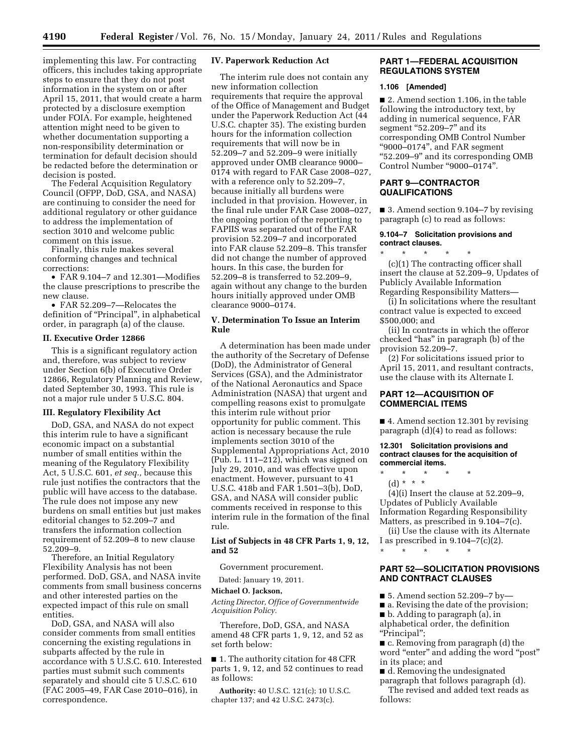implementing this law. For contracting officers, this includes taking appropriate steps to ensure that they do not post information in the system on or after April 15, 2011, that would create a harm protected by a disclosure exemption under FOIA. For example, heightened attention might need to be given to whether documentation supporting a non-responsibility determination or termination for default decision should be redacted before the determination or decision is posted.

The Federal Acquisition Regulatory Council (OFPP, DoD, GSA, and NASA) are continuing to consider the need for additional regulatory or other guidance to address the implementation of section 3010 and welcome public comment on this issue.

Finally, this rule makes several conforming changes and technical corrections:

- FAR 9.104–7 and 12.301—Modifies the clause prescriptions to prescribe the new clause.
- FAR 52.209–7—Relocates the definition of "Principal", in alphabetical order, in paragraph (a) of the clause.

## II. Executive Order 12866

This is a significant regulatory action and, therefore, was subject to review under Section 6(b) of Executive Order 12866, Regulatory Planning and Review, dated September 30, 1993. This rule is not a major rule under 5 U.S.C. 804.

## III. Regulatory Flexibility Act

DoD, GSA, and NASA do not expect this interim rule to have a significant economic impact on a substantial number of small entities within the meaning of the Regulatory Flexibility Act, 5 U.S.C. 601, *et seq.,* because this rule just notifies the contractors that the public will have access to the database. The rule does not impose any new burdens on small entities but just makes editorial changes to 52.209–7 and transfers the information collection requirement of 52.209–8 to new clause 52.209–9.

Therefore, an Initial Regulatory Flexibility Analysis has not been performed. DoD, GSA, and NASA invite comments from small business concerns and other interested parties on the expected impact of this rule on small entities.

DoD, GSA, and NASA will also consider comments from small entities concerning the existing regulations in subparts affected by the rule in accordance with 5 U.S.C. 610. Interested parties must submit such comments separately and should cite 5 U.S.C. 610 (FAC 2005–49, FAR Case 2010–016), in correspondence.

## IV. Paperwork Reduction Act

The interim rule does not contain any new information collection requirements that require the approval of the Office of Management and Budget under the Paperwork Reduction Act (44 U.S.C. chapter 35). The existing burden hours for the information collection requirements that will now be in 52.209–7 and 52.209–9 were initially approved under OMB clearance 9000–0174 with regard to FAR Case 2008–027, with a reference only to 52.209–7, because initially all burdens were included in that provision. However, in the final rule under FAR Case 2008–027, the ongoing portion of the reporting to FAPIIS was separated out of the FAR provision 52.209–7 and incorporated into FAR clause 52.209–8. This transfer did not change the number of approved hours. In this case, the burden for 52.209–8 is transferred to 52.209–9, again without any change to the burden hours initially approved under OMB clearance 9000–0174.

## V. Determination To Issue an Interim Rule

A determination has been made under the authority of the Secretary of Defense (DoD), the Administrator of General Services (GSA), and the Administrator of the National Aeronautics and Space Administration (NASA) that urgent and compelling reasons exist to promulgate this interim rule without prior opportunity for public comment. This action is necessary because the rule implements section 3010 of the Supplemental Appropriations Act, 2010 (Pub. L. 111–212), which was signed on July 29, 2010, and was effective upon enactment. However, pursuant to 41 U.S.C. 418b and FAR 1.501–3(b), DoD, GSA, and NASA will consider public comments received in response to this interim rule in the formation of the final rule.

### List of Subjects in 48 CFR Parts 1, 9, 12, and 52

Government procurement.

Dated: January 19, 2011.

**Michael O. Jackson,**

*Acting Director, Office of Governmentwide Acquisition Policy.*

Therefore, DoD, GSA, and NASA amend 48 CFR parts 1, 9, 12, and 52 as set forth below:

■ 1. The authority citation for 48 CFR parts 1, 9, 12, and 52 continues to read as follows:

**Authority:** 40 U.S.C. 121(c); 10 U.S.C. chapter 137; and 42 U.S.C. 2473(c).

## PART 1—FEDERAL ACQUISITION REGULATIONS SYSTEM

### 1.106 [Amended]

■ 2. Amend section 1.106, in the table following the introductory text, by adding in numerical sequence, FAR segment "52.209–7" and its corresponding OMB Control Number "9000–0174", and FAR segment "52.209–9" and its corresponding OMB Control Number "9000–0174".

## PART 9—CONTRACTOR QUALIFICATIONS

■ 3. Amend section 9.104–7 by revising paragraph (c) to read as follows:

### 9.104–7 Solicitation provisions and contract clauses.

\* \* \* \* \*

(c)(1) The contracting officer shall insert the clause at 52.209–9, Updates of Publicly Available Information Regarding Responsibility Matters—

(i) In solicitations where the resultant contract value is expected to exceed $500,000; and

(ii) In contracts in which the offeror checked "has" in paragraph (b) of the provision 52.209–7.

(2) For solicitations issued prior to April 15, 2011, and resultant contracts, use the clause with its Alternate I.

## PART 12—ACQUISITION OF COMMERCIAL ITEMS

■ 4. Amend section 12.301 by revising paragraph (d)(4) to read as follows:

### 12.301 Solicitation provisions and contract clauses for the acquisition of commercial items.

\* \* \* \* \*

(d) \* \* \*

(4)(i) Insert the clause at 52.209–9, Updates of Publicly Available Information Regarding Responsibility Matters, as prescribed in 9.104–7(c).

(ii) Use the clause with its Alternate I as prescribed in 9.104–7(c)(2).

\* \* \* \* \*

## PART 52—SOLICITATION PROVISIONS AND CONTRACT CLAUSES

■ 5. Amend section 52.209–7 by—

■ a. Revising the date of the provision;

■ b. Adding to paragraph (a), in alphabetical order, the definition "Principal";

■ c. Removing from paragraph (d) the word "enter" and adding the word "post" in its place; and

■ d. Removing the undesignated paragraph that follows paragraph (d).

The revised and added text reads as follows: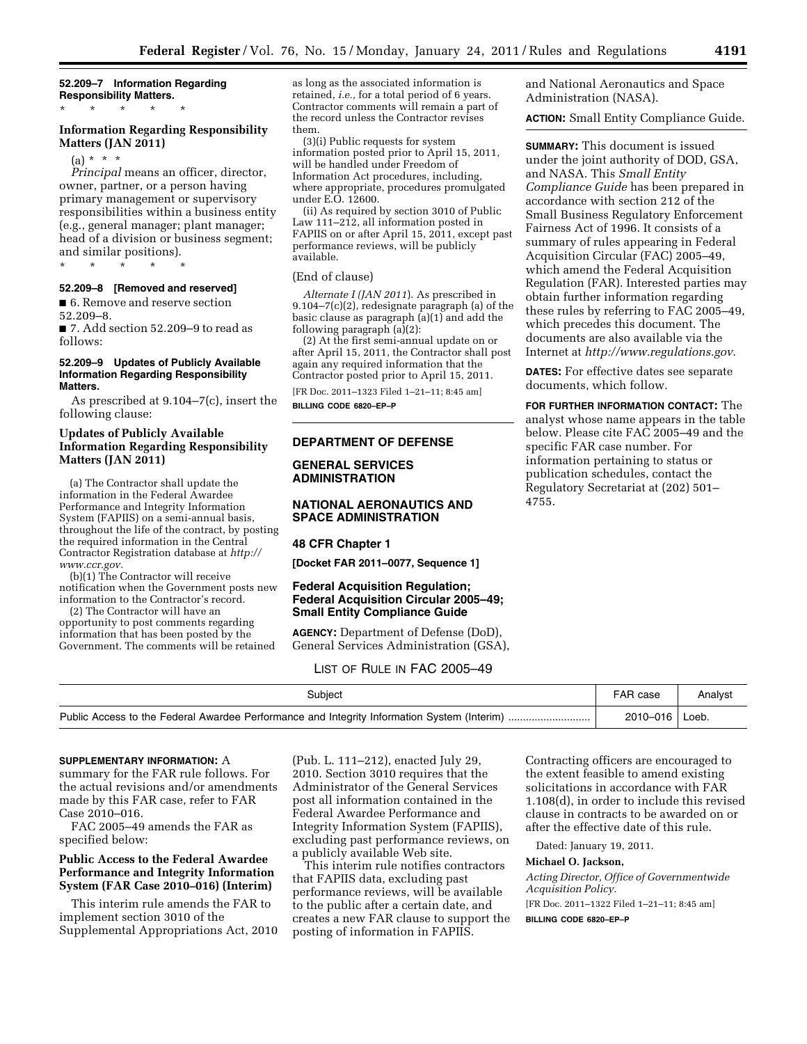**52.209–7 Information Regarding Responsibility Matters.**

\* \* \* \* \*

**Information Regarding Responsibility Matters (JAN 2011)**

(a) \* \* \*

*Principal* means an officer, director, owner, partner, or a person having primary management or supervisory responsibilities within a business entity (e.g., general manager; plant manager; head of a division or business segment; and similar positions).

\* \* \* \* \*

**52.209–8 [Removed and reserved]**

■ 6. Remove and reserve section 52.209–8.

■ 7. Add section 52.209–9 to read as follows:

**52.209–9 Updates of Publicly Available Information Regarding Responsibility Matters.**

As prescribed at 9.104–7(c), insert the following clause:

**Updates of Publicly Available Information Regarding Responsibility Matters (JAN 2011)**

(a) The Contractor shall update the information in the Federal Awardee Performance and Integrity Information System (FAPIIS) on a semi-annual basis, throughout the life of the contract, by posting the required information in the Central Contractor Registration database at *http://www.ccr.gov.*

(b)(1) The Contractor will receive notification when the Government posts new information to the Contractor's record.

(2) The Contractor will have an opportunity to post comments regarding information that has been posted by the Government. The comments will be retained as long as the associated information is retained, *i.e.,* for a total period of 6 years. Contractor comments will remain a part of the record unless the Contractor revises them.

(3)(i) Public requests for system information posted prior to April 15, 2011, will be handled under Freedom of Information Act procedures, including, where appropriate, procedures promulgated under E.O. 12600.

(ii) As required by section 3010 of Public Law 111–212, all information posted in FAPIIS on or after April 15, 2011, except past performance reviews, will be publicly available.

(End of clause)

*Alternate I (JAN 2011*). As prescribed in 9.104–7(c)(2), redesignate paragraph (a) of the basic clause as paragraph (a)(1) and add the following paragraph (a)(2):

(2) At the first semi-annual update on or after April 15, 2011, the Contractor shall post again any required information that the Contractor posted prior to April 15, 2011.

[FR Doc. 2011–1323 Filed 1–21–11; 8:45 am]

**BILLING CODE 6820–EP–P**

---

**DEPARTMENT OF DEFENSE**

**GENERAL SERVICES ADMINISTRATION**

**NATIONAL AERONAUTICS AND SPACE ADMINISTRATION**

**48 CFR Chapter 1**

**[Docket FAR 2011–0077, Sequence 1]**

## Federal Acquisition Regulation; Federal Acquisition Circular 2005–49; Small Entity Compliance Guide

**AGENCY:** Department of Defense (DoD), General Services Administration (GSA), and National Aeronautics and Space Administration (NASA).

**ACTION:** Small Entity Compliance Guide.

**SUMMARY:** This document is issued under the joint authority of DOD, GSA, and NASA. This *Small Entity Compliance Guide* has been prepared in accordance with section 212 of the Small Business Regulatory Enforcement Fairness Act of 1996. It consists of a summary of rules appearing in Federal Acquisition Circular (FAC) 2005–49, which amend the Federal Acquisition Regulation (FAR). Interested parties may obtain further information regarding these rules by referring to FAC 2005–49, which precedes this document. The documents are also available via the Internet at *http://www.regulations.gov*.

**DATES:** For effective dates see separate documents, which follow.

**FOR FURTHER INFORMATION CONTACT:** The analyst whose name appears in the table below. Please cite FAC 2005–49 and the specific FAR case number. For information pertaining to status or publication schedules, contact the Regulatory Secretariat at (202) 501–4755.

LIST OF RULE IN FAC 2005–49

| Subject | FAR case | Analyst |
|---|---|---|
| Public Access to the Federal Awardee Performance and Integrity Information System (Interim) | 2010–016 | Loeb. |

**SUPPLEMENTARY INFORMATION:** A summary for the FAR rule follows. For the actual revisions and/or amendments made by this FAR case, refer to FAR Case 2010–016.

FAC 2005–49 amends the FAR as specified below:

**Public Access to the Federal Awardee Performance and Integrity Information System (FAR Case 2010–016) (Interim)**

This interim rule amends the FAR to implement section 3010 of the Supplemental Appropriations Act, 2010 (Pub. L. 111–212), enacted July 29, 2010. Section 3010 requires that the Administrator of the General Services post all information contained in the Federal Awardee Performance and Integrity Information System (FAPIIS), excluding past performance reviews, on a publicly available Web site.

This interim rule notifies contractors that FAPIIS data, excluding past performance reviews, will be available to the public after a certain date, and creates a new FAR clause to support the posting of information in FAPIIS.

Contracting officers are encouraged to the extent feasible to amend existing solicitations in accordance with FAR 1.108(d), in order to include this revised clause in contracts to be awarded on or after the effective date of this rule.

Dated: January 19, 2011.

**Michael O. Jackson,**

*Acting Director, Office of Governmentwide Acquisition Policy.*

[FR Doc. 2011–1322 Filed 1–21–11; 8:45 am]

**BILLING CODE 6820–EP–P**